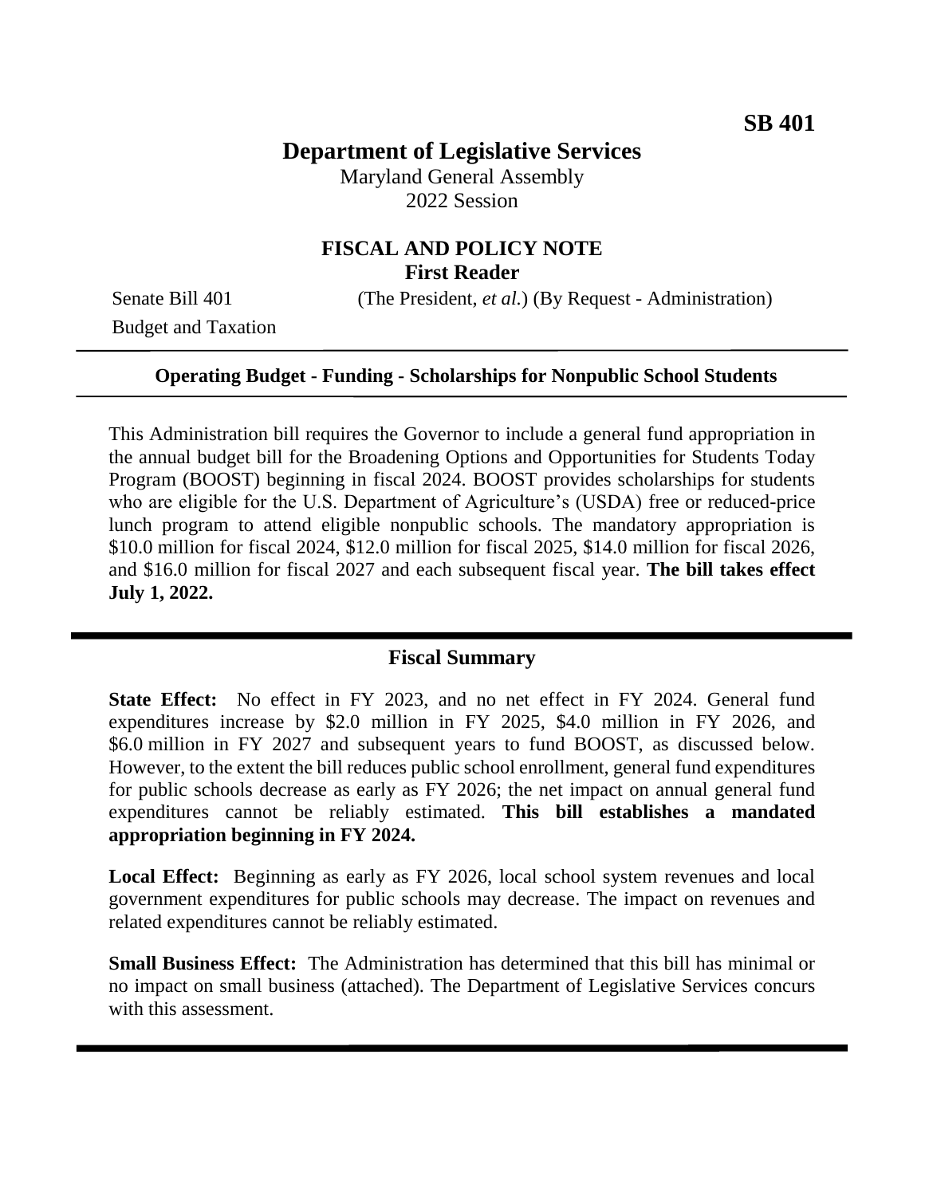**SB 401**

# Department of Legislative Services

Maryland General Assembly
2022 Session

## FISCAL AND POLICY NOTE
**First Reader**

Senate Bill 401 (The President, *et al.*) (By Request - Administration)
Budget and Taxation

---

**Operating Budget - Funding - Scholarships for Nonpublic School Students**

---

This Administration bill requires the Governor to include a general fund appropriation in the annual budget bill for the Broadening Options and Opportunities for Students Today Program (BOOST) beginning in fiscal 2024. BOOST provides scholarships for students who are eligible for the U.S. Department of Agriculture's (USDA) free or reduced-price lunch program to attend eligible nonpublic schools. The mandatory appropriation is \$10.0 million for fiscal 2024, \$12.0 million for fiscal 2025, \$14.0 million for fiscal 2026, and \$16.0 million for fiscal 2027 and each subsequent fiscal year. **The bill takes effect July 1, 2022.**

---

## Fiscal Summary

**State Effect:** No effect in FY 2023, and no net effect in FY 2024. General fund expenditures increase by \$2.0 million in FY 2025, \$4.0 million in FY 2026, and \$6.0 million in FY 2027 and subsequent years to fund BOOST, as discussed below. However, to the extent the bill reduces public school enrollment, general fund expenditures for public schools decrease as early as FY 2026; the net impact on annual general fund expenditures cannot be reliably estimated. **This bill establishes a mandated appropriation beginning in FY 2024.**

**Local Effect:** Beginning as early as FY 2026, local school system revenues and local government expenditures for public schools may decrease. The impact on revenues and related expenditures cannot be reliably estimated.

**Small Business Effect:** The Administration has determined that this bill has minimal or no impact on small business (attached). The Department of Legislative Services concurs with this assessment.

---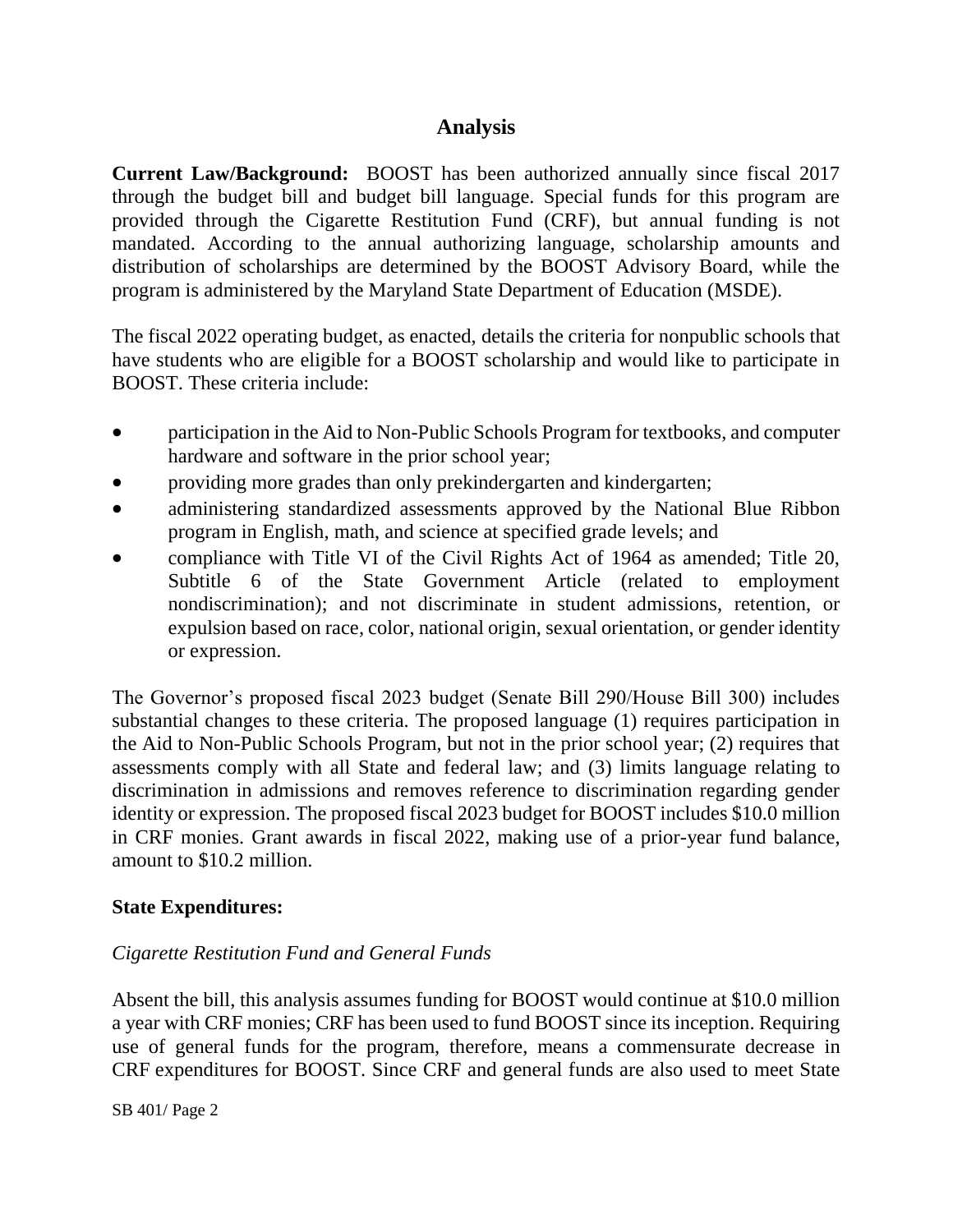## Analysis

**Current Law/Background:** BOOST has been authorized annually since fiscal 2017 through the budget bill and budget bill language. Special funds for this program are provided through the Cigarette Restitution Fund (CRF), but annual funding is not mandated. According to the annual authorizing language, scholarship amounts and distribution of scholarships are determined by the BOOST Advisory Board, while the program is administered by the Maryland State Department of Education (MSDE).

The fiscal 2022 operating budget, as enacted, details the criteria for nonpublic schools that have students who are eligible for a BOOST scholarship and would like to participate in BOOST. These criteria include:

- participation in the Aid to Non-Public Schools Program for textbooks, and computer hardware and software in the prior school year;
- providing more grades than only prekindergarten and kindergarten;
- administering standardized assessments approved by the National Blue Ribbon program in English, math, and science at specified grade levels; and
- compliance with Title VI of the Civil Rights Act of 1964 as amended; Title 20, Subtitle 6 of the State Government Article (related to employment nondiscrimination); and not discriminate in student admissions, retention, or expulsion based on race, color, national origin, sexual orientation, or gender identity or expression.

The Governor's proposed fiscal 2023 budget (Senate Bill 290/House Bill 300) includes substantial changes to these criteria. The proposed language (1) requires participation in the Aid to Non-Public Schools Program, but not in the prior school year; (2) requires that assessments comply with all State and federal law; and (3) limits language relating to discrimination in admissions and removes reference to discrimination regarding gender identity or expression. The proposed fiscal 2023 budget for BOOST includes $10.0 million in CRF monies. Grant awards in fiscal 2022, making use of a prior-year fund balance, amount to $10.2 million.

**State Expenditures:**

*Cigarette Restitution Fund and General Funds*

Absent the bill, this analysis assumes funding for BOOST would continue at $10.0 million a year with CRF monies; CRF has been used to fund BOOST since its inception. Requiring use of general funds for the program, therefore, means a commensurate decrease in CRF expenditures for BOOST. Since CRF and general funds are also used to meet State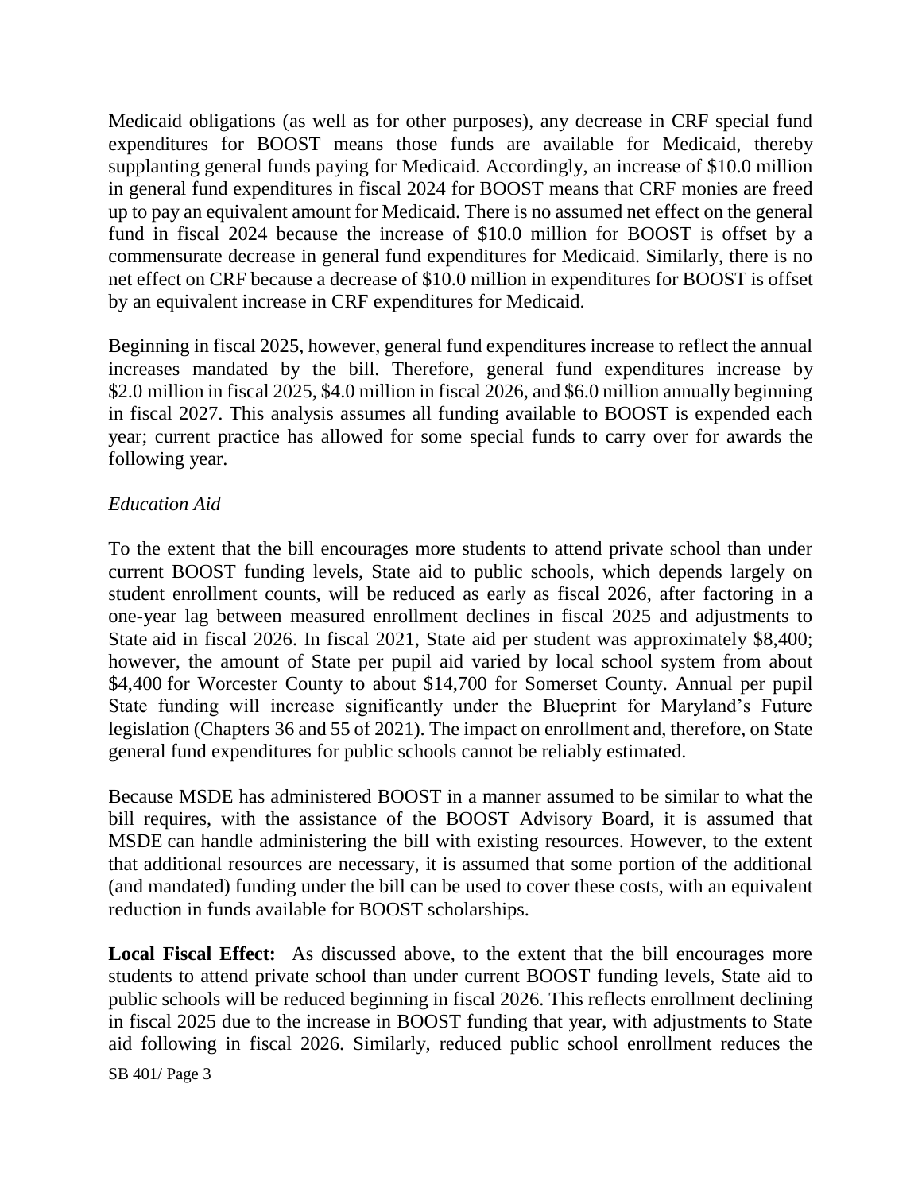Medicaid obligations (as well as for other purposes), any decrease in CRF special fund expenditures for BOOST means those funds are available for Medicaid, thereby supplanting general funds paying for Medicaid. Accordingly, an increase of $10.0 million in general fund expenditures in fiscal 2024 for BOOST means that CRF monies are freed up to pay an equivalent amount for Medicaid. There is no assumed net effect on the general fund in fiscal 2024 because the increase of $10.0 million for BOOST is offset by a commensurate decrease in general fund expenditures for Medicaid. Similarly, there is no net effect on CRF because a decrease of $10.0 million in expenditures for BOOST is offset by an equivalent increase in CRF expenditures for Medicaid.

Beginning in fiscal 2025, however, general fund expenditures increase to reflect the annual increases mandated by the bill. Therefore, general fund expenditures increase by $2.0 million in fiscal 2025, $4.0 million in fiscal 2026, and $6.0 million annually beginning in fiscal 2027. This analysis assumes all funding available to BOOST is expended each year; current practice has allowed for some special funds to carry over for awards the following year.

*Education Aid*

To the extent that the bill encourages more students to attend private school than under current BOOST funding levels, State aid to public schools, which depends largely on student enrollment counts, will be reduced as early as fiscal 2026, after factoring in a one-year lag between measured enrollment declines in fiscal 2025 and adjustments to State aid in fiscal 2026. In fiscal 2021, State aid per student was approximately $8,400; however, the amount of State per pupil aid varied by local school system from about $4,400 for Worcester County to about $14,700 for Somerset County. Annual per pupil State funding will increase significantly under the Blueprint for Maryland's Future legislation (Chapters 36 and 55 of 2021). The impact on enrollment and, therefore, on State general fund expenditures for public schools cannot be reliably estimated.

Because MSDE has administered BOOST in a manner assumed to be similar to what the bill requires, with the assistance of the BOOST Advisory Board, it is assumed that MSDE can handle administering the bill with existing resources. However, to the extent that additional resources are necessary, it is assumed that some portion of the additional (and mandated) funding under the bill can be used to cover these costs, with an equivalent reduction in funds available for BOOST scholarships.

**Local Fiscal Effect:** As discussed above, to the extent that the bill encourages more students to attend private school than under current BOOST funding levels, State aid to public schools will be reduced beginning in fiscal 2026. This reflects enrollment declining in fiscal 2025 due to the increase in BOOST funding that year, with adjustments to State aid following in fiscal 2026. Similarly, reduced public school enrollment reduces the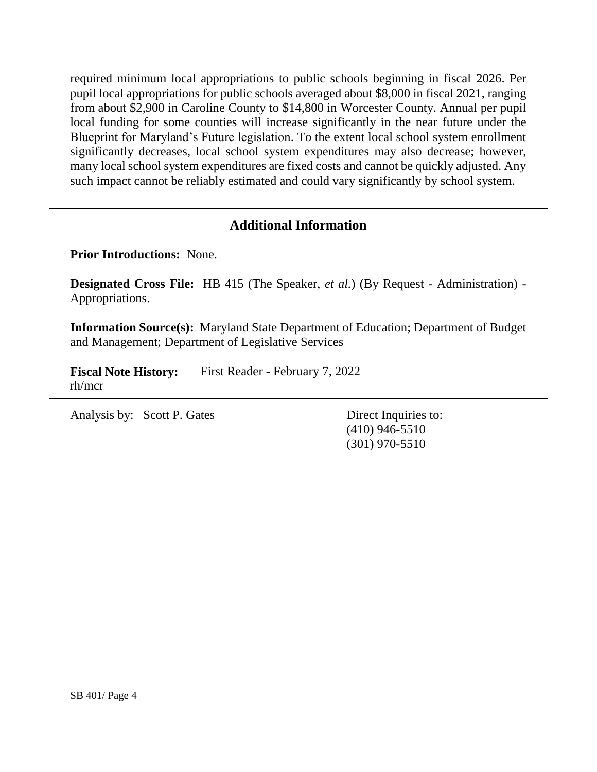required minimum local appropriations to public schools beginning in fiscal 2026. Per pupil local appropriations for public schools averaged about $8,000 in fiscal 2021, ranging from about $2,900 in Caroline County to $14,800 in Worcester County. Annual per pupil local funding for some counties will increase significantly in the near future under the Blueprint for Maryland's Future legislation. To the extent local school system enrollment significantly decreases, local school system expenditures may also decrease; however, many local school system expenditures are fixed costs and cannot be quickly adjusted. Any such impact cannot be reliably estimated and could vary significantly by school system.

## Additional Information

**Prior Introductions:** None.

**Designated Cross File:** HB 415 (The Speaker, *et al.*) (By Request - Administration) - Appropriations.

**Information Source(s):** Maryland State Department of Education; Department of Budget and Management; Department of Legislative Services

**Fiscal Note History:** First Reader - February 7, 2022
rh/mcr

Analysis by: Scott P. Gates

Direct Inquiries to:
(410) 946-5510
(301) 970-5510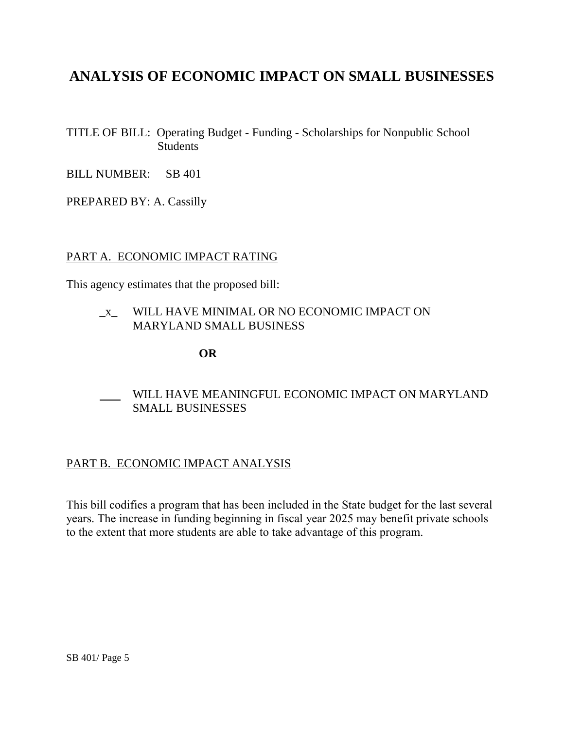# ANALYSIS OF ECONOMIC IMPACT ON SMALL BUSINESSES

TITLE OF BILL: Operating Budget - Funding - Scholarships for Nonpublic School Students

BILL NUMBER: SB 401

PREPARED BY: A. Cassilly

PART A. ECONOMIC IMPACT RATING

This agency estimates that the proposed bill:

_x_ WILL HAVE MINIMAL OR NO ECONOMIC IMPACT ON MARYLAND SMALL BUSINESS

**OR**

___ WILL HAVE MEANINGFUL ECONOMIC IMPACT ON MARYLAND SMALL BUSINESSES

PART B. ECONOMIC IMPACT ANALYSIS

This bill codifies a program that has been included in the State budget for the last several years. The increase in funding beginning in fiscal year 2025 may benefit private schools to the extent that more students are able to take advantage of this program.